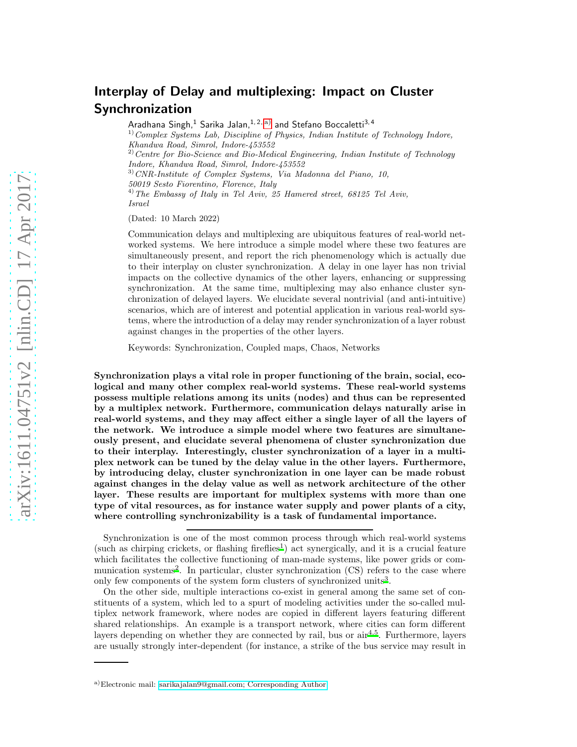# Interplay of Delay and multiplexing: Impact on Cluster Synchronization

Aradhana Singh,[1] Sarika Jalan,[1,2,a)] and Stefano Boccaletti[3,4]

[1)] *Complex Systems Lab, Discipline of Physics, Indian Institute of Technology Indore, Khandwa Road, Simrol, Indore-453552*

[2)] *Centre for Bio-Science and Bio-Medical Engineering, Indian Institute of Technology Indore, Khandwa Road, Simrol, Indore-453552*

[3)] *CNR-Institute of Complex Systems, Via Madonna del Piano, 10, 50019 Sesto Fiorentino, Florence, Italy*

[4)] *The Embassy of Italy in Tel Aviv, 25 Hamered street, 68125 Tel Aviv, Israel*

(Dated: 10 March 2022)

Communication delays and multiplexing are ubiquitous features of real-world networked systems. We here introduce a simple model where these two features are simultaneously present, and report the rich phenomenology which is actually due to their interplay on cluster synchronization. A delay in one layer has non trivial impacts on the collective dynamics of the other layers, enhancing or suppressing synchronization. At the same time, multiplexing may also enhance cluster synchronization of delayed layers. We elucidate several nontrivial (and anti-intuitive) scenarios, which are of interest and potential application in various real-world systems, where the introduction of a delay may render synchronization of a layer robust against changes in the properties of the other layers.

Keywords: Synchronization, Coupled maps, Chaos, Networks

**Synchronization plays a vital role in proper functioning of the brain, social, ecological and many other complex real-world systems. These real-world systems possess multiple relations among its units (nodes) and thus can be represented by a multiplex network. Furthermore, communication delays naturally arise in real-world systems, and they may affect either a single layer of all the layers of the network. We introduce a simple model where two features are simultaneously present, and elucidate several phenomena of cluster synchronization due to their interplay. Interestingly, cluster synchronization of a layer in a multiplex network can be tuned by the delay value in the other layers. Furthermore, by introducing delay, cluster synchronization in one layer can be made robust against changes in the delay value as well as network architecture of the other layer. These results are important for multiplex systems with more than one type of vital resources, as for instance water supply and power plants of a city, where controlling synchronizability is a task of fundamental importance.**

---

Synchronization is one of the most common process through which real-world systems (such as chirping crickets, or flashing fireflies[1]) act synergically, and it is a crucial feature which facilitates the collective functioning of man-made systems, like power grids or communication systems[2]. In particular, cluster synchronization (CS) refers to the case where only few components of the system form clusters of synchronized units[3].

On the other side, multiple interactions co-exist in general among the same set of constituents of a system, which led to a spurt of modeling activities under the so-called multiplex network framework, where nodes are copied in different layers featuring different shared relationships. An example is a transport network, where cities can form different layers depending on whether they are connected by rail, bus or air[4,5]. Furthermore, layers are usually strongly inter-dependent (for instance, a strike of the bus service may result in

---

a)Electronic mail: sarikajalan9@gmail.com; Corresponding Author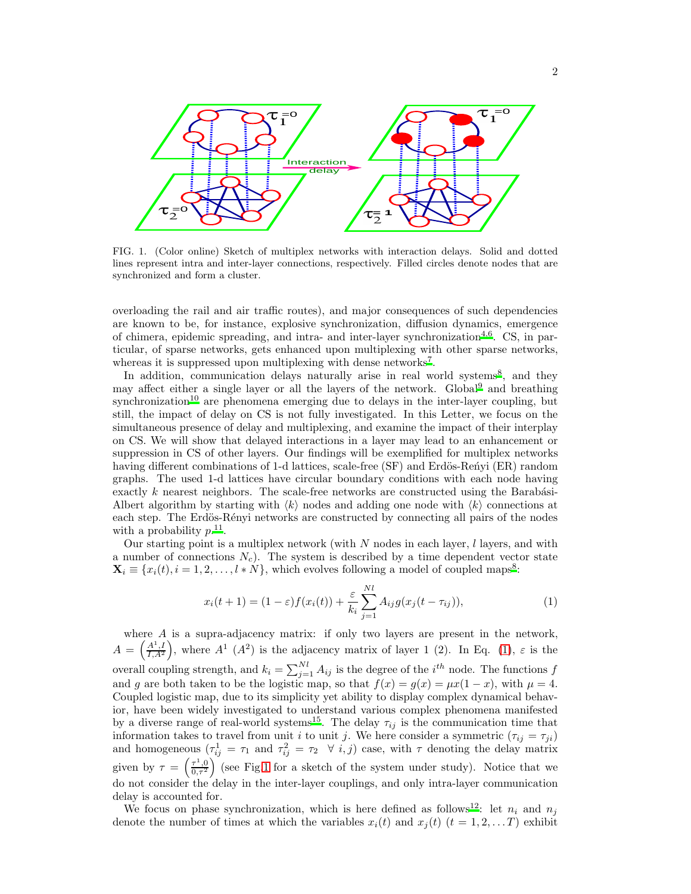FIG. 1. (Color online) Sketch of multiplex networks with interaction delays. Solid and dotted lines represent intra and inter-layer connections, respectively. Filled circles denote nodes that are synchronized and form a cluster.

overloading the rail and air traffic routes), and major consequences of such dependencies are known to be, for instance, explosive synchronization, diffusion dynamics, emergence of chimera, epidemic spreading, and intra- and inter-layer synchronization[4,6]. CS, in particular, of sparse networks, gets enhanced upon multiplexing with other sparse networks, whereas it is suppressed upon multiplexing with dense networks[7].

In addition, communication delays naturally arise in real world systems[8], and they may affect either a single layer or all the layers of the network. Global[9] and breathing synchronization[10] are phenomena emerging due to delays in the inter-layer coupling, but still, the impact of delay on CS is not fully investigated. In this Letter, we focus on the simultaneous presence of delay and multiplexing, and examine the impact of their interplay on CS. We will show that delayed interactions in a layer may lead to an enhancement or suppression in CS of other layers. Our findings will be exemplified for multiplex networks having different combinations of 1-d lattices, scale-free (SF) and Erdös-Reńyi (ER) random graphs. The used 1-d lattices have circular boundary conditions with each node having exactly $k$ nearest neighbors. The scale-free networks are constructed using the Barabási-Albert algorithm by starting with $\langle k \rangle$ nodes and adding one node with $\langle k \rangle$ connections at each step. The Erdös-Rényi networks are constructed by connecting all pairs of the nodes with a probability $p$[11].

Our starting point is a multiplex network (with $N$ nodes in each layer, $l$ layers, and with a number of connections $N_c$). The system is described by a time dependent vector state $\mathbf{X}_i \equiv \{x_i(t), i = 1, 2, \ldots, l * N\}$, which evolves following a model of coupled maps[8]:

$$x_i(t+1) = (1-\varepsilon) f(x_i(t)) + \frac{\varepsilon}{k_i} \sum_{j=1}^{Nl} A_{ij}\, g(x_j(t-\tau_{ij})), \tag{1}$$

where $A$ is a supra-adjacency matrix: if only two layers are present in the network, $A = \left(\frac{A^1, I}{I, A^2}\right)$, where $A^1$ ($A^2$) is the adjacency matrix of layer 1 (2). In Eq. (1), $\varepsilon$ is the overall coupling strength, and $k_i = \sum_{j=1}^{Nl} A_{ij}$ is the degree of the $i^{th}$ node. The functions $f$ and $g$ are both taken to be the logistic map, so that $f(x) = g(x) = \mu x(1-x)$, with $\mu = 4$. Coupled logistic map, due to its simplicity yet ability to display complex dynamical behavior, have been widely investigated to understand various complex phenomena manifested by a diverse range of real-world systems[15]. The delay $\tau_{ij}$ is the communication time that information takes to travel from unit $i$ to unit $j$. We here consider a symmetric ($\tau_{ij} = \tau_{ji}$) and homogeneous ($\tau^1_{ij} = \tau_1$ and $\tau^2_{ij} = \tau_2 \;\; \forall\ i, j$) case, with $\tau$ denoting the delay matrix given by $\tau = \left(\frac{\tau^1, 0}{0, \tau^2}\right)$ (see Fig.1 for a sketch of the system under study). Notice that we do not consider the delay in the inter-layer couplings, and only intra-layer communication delay is accounted for.

We focus on phase synchronization, which is here defined as follows[12]: let $n_i$ and $n_j$ denote the number of times at which the variables $x_i(t)$ and $x_j(t)$ ($t = 1, 2, \ldots T$) exhibit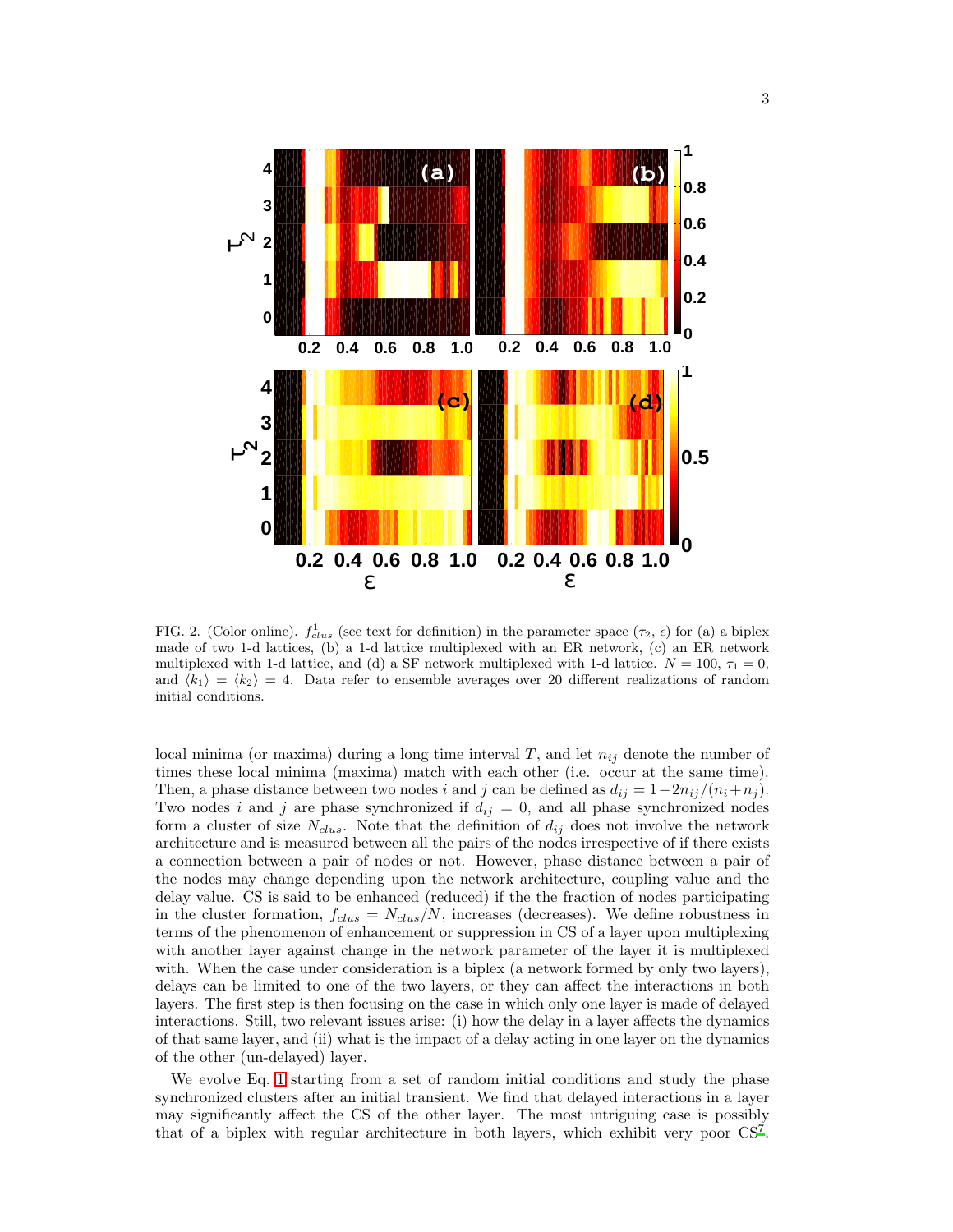FIG. 2. (Color online). $f^1_{clus}$ (see text for definition) in the parameter space ($\tau_2$, $\epsilon$) for (a) a biplex made of two 1-d lattices, (b) a 1-d lattice multiplexed with an ER network, (c) an ER network multiplexed with 1-d lattice, and (d) a SF network multiplexed with 1-d lattice. $N = 100$, $\tau_1 = 0$, and $\langle k_1 \rangle = \langle k_2 \rangle = 4$. Data refer to ensemble averages over 20 different realizations of random initial conditions.

local minima (or maxima) during a long time interval $T$, and let $n_{ij}$ denote the number of times these local minima (maxima) match with each other (i.e. occur at the same time). Then, a phase distance between two nodes $i$ and $j$ can be defined as $d_{ij} = 1 - 2n_{ij}/(n_i + n_j)$. Two nodes $i$ and $j$ are phase synchronized if $d_{ij} = 0$, and all phase synchronized nodes form a cluster of size $N_{clus}$. Note that the definition of $d_{ij}$ does not involve the network architecture and is measured between all the pairs of the nodes irrespective of if there exists a connection between a pair of nodes or not. However, phase distance between a pair of the nodes may change depending upon the network architecture, coupling value and the delay value. CS is said to be enhanced (reduced) if the the fraction of nodes participating in the cluster formation, $f_{clus} = N_{clus}/N$, increases (decreases). We define robustness in terms of the phenomenon of enhancement or suppression in CS of a layer upon multiplexing with another layer against change in the network parameter of the layer it is multiplexed with. When the case under consideration is a biplex (a network formed by only two layers), delays can be limited to one of the two layers, or they can affect the interactions in both layers. The first step is then focusing on the case in which only one layer is made of delayed interactions. Still, two relevant issues arise: (i) how the delay in a layer affects the dynamics of that same layer, and (ii) what is the impact of a delay acting in one layer on the dynamics of the other (un-delayed) layer.

We evolve Eq. 1 starting from a set of random initial conditions and study the phase synchronized clusters after an initial transient. We find that delayed interactions in a layer may significantly affect the CS of the other layer. The most intriguing case is possibly that of a biplex with regular architecture in both layers, which exhibit very poor CS[7].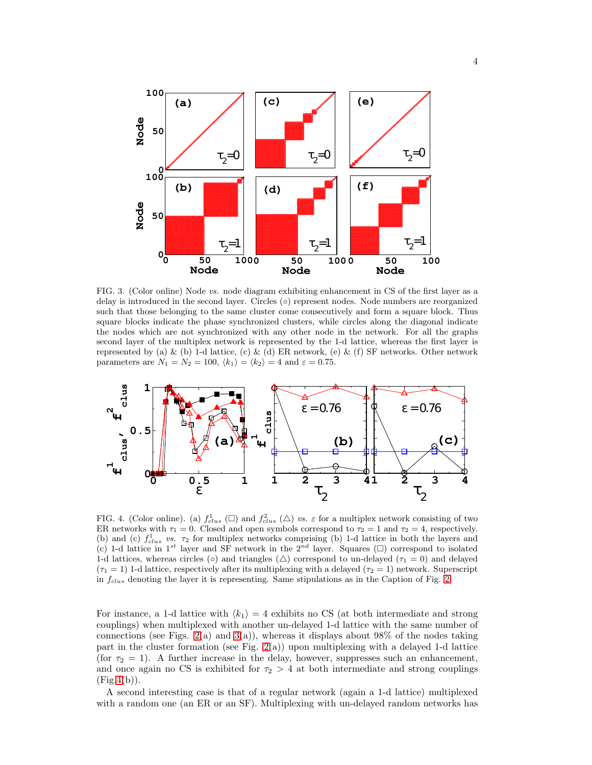FIG. 3. (Color online) Node *vs.* node diagram exhibiting enhancement in CS of the first layer as a delay is introduced in the second layer. Circles (∘) represent nodes. Node numbers are reorganized such that those belonging to the same cluster come consecutively and form a square block. Thus square blocks indicate the phase synchronized clusters, while circles along the diagonal indicate the nodes which are not synchronized with any other node in the network. For all the graphs second layer of the multiplex network is represented by the 1-d lattice, whereas the first layer is represented by (a) & (b) 1-d lattice, (c) & (d) ER network, (e) & (f) SF networks. Other network parameters are $N_1 = N_2 = 100$, $\langle k_1 \rangle = \langle k_2 \rangle = 4$ and $\varepsilon = 0.75$.

FIG. 4. (Color online). (a) $f^1_{clus}$ (□) and $f^2_{clus}$ (△) *vs.* $\varepsilon$ for a multiplex network consisting of two ER networks with $\tau_1 = 0$. Closed and open symbols correspond to $\tau_2 = 1$ and $\tau_2 = 4$, respectively. (b) and (c) $f^1_{clus}$ *vs.* $\tau_2$ for multiplex networks comprising (b) 1-d lattice in both the layers and (c) 1-d lattice in $1^{st}$ layer and SF network in the $2^{nd}$ layer. Squares (□) correspond to isolated 1-d lattices, whereas circles (∘) and triangles (△) correspond to un-delayed ($\tau_1 = 0$) and delayed ($\tau_1 = 1$) 1-d lattice, respectively after its multiplexing with a delayed ($\tau_2 = 1$) network. Superscript in $f_{clus}$ denoting the layer it is representing. Same stipulations as in the Caption of Fig. 2

For instance, a 1-d lattice with $\langle k_1 \rangle = 4$ exhibits no CS (at both intermediate and strong couplings) when multiplexed with another un-delayed 1-d lattice with the same number of connections (see Figs. 2(a) and 3(a)), whereas it displays about 98% of the nodes taking part in the cluster formation (see Fig. 2(a)) upon multiplexing with a delayed 1-d lattice (for $\tau_2 = 1$). A further increase in the delay, however, suppresses such an enhancement, and once again no CS is exhibited for $\tau_2 > 4$ at both intermediate and strong couplings (Fig.4(b)).

A second interesting case is that of a regular network (again a 1-d lattice) multiplexed with a random one (an ER or an SF). Multiplexing with un-delayed random networks has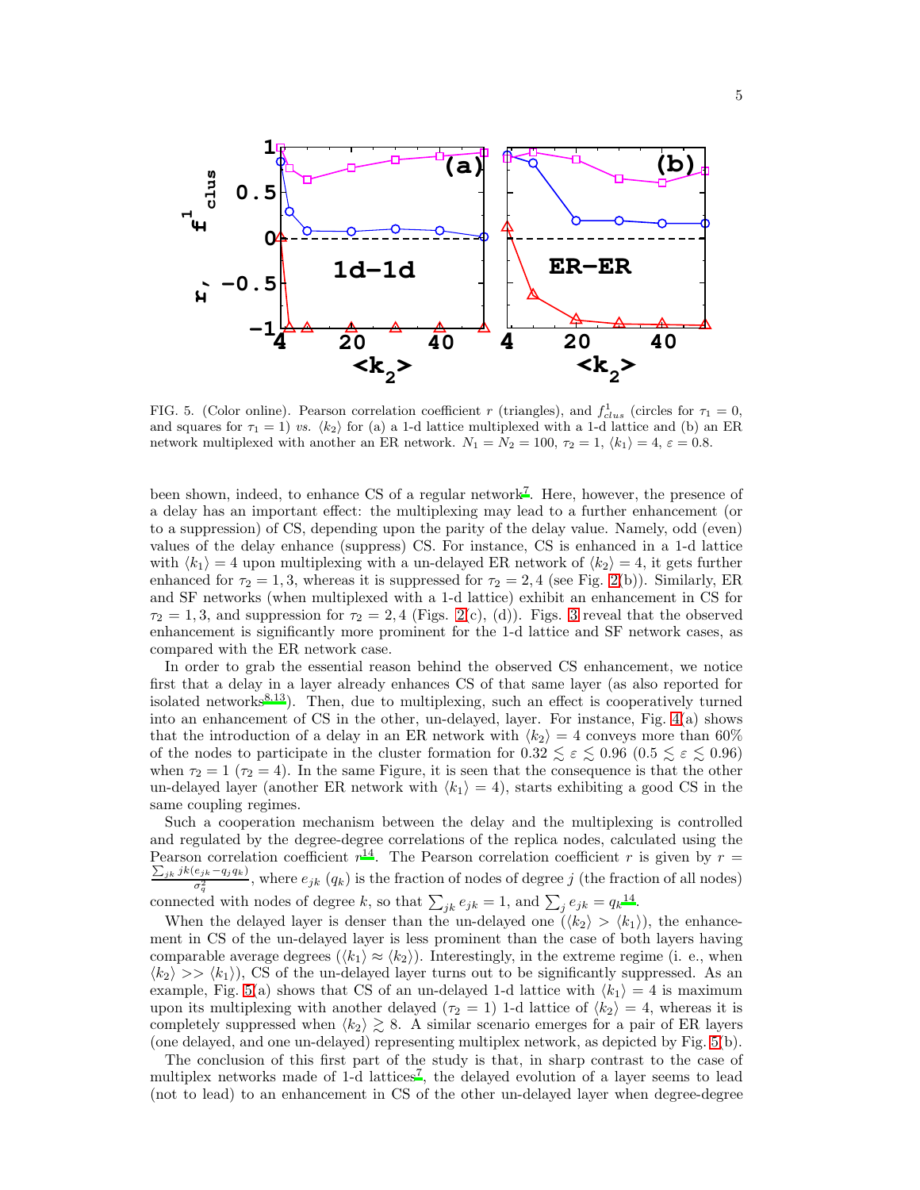FIG. 5. (Color online). Pearson correlation coefficient $r$ (triangles), and $f^1_{clus}$ (circles for $\tau_1 = 0$, and squares for $\tau_1 = 1$) *vs.* $\langle k_2 \rangle$ for (a) a 1-d lattice multiplexed with a 1-d lattice and (b) an ER network multiplexed with another an ER network. $N_1 = N_2 = 100$, $\tau_2 = 1$, $\langle k_1 \rangle = 4$, $\varepsilon = 0.8$.

been shown, indeed, to enhance CS of a regular network[7]. Here, however, the presence of a delay has an important effect: the multiplexing may lead to a further enhancement (or to a suppression) of CS, depending upon the parity of the delay value. Namely, odd (even) values of the delay enhance (suppress) CS. For instance, CS is enhanced in a 1-d lattice with $\langle k_1 \rangle = 4$ upon multiplexing with a un-delayed ER network of $\langle k_2 \rangle = 4$, it gets further enhanced for $\tau_2 = 1, 3$, whereas it is suppressed for $\tau_2 = 2, 4$ (see Fig. 2(b)). Similarly, ER and SF networks (when multiplexed with a 1-d lattice) exhibit an enhancement in CS for $\tau_2 = 1, 3$, and suppression for $\tau_2 = 2, 4$ (Figs. 2(c), (d)). Figs. 3 reveal that the observed enhancement is significantly more prominent for the 1-d lattice and SF network cases, as compared with the ER network case.

In order to grab the essential reason behind the observed CS enhancement, we notice first that a delay in a layer already enhances CS of that same layer (as also reported for isolated networks[8,13]). Then, due to multiplexing, such an effect is cooperatively turned into an enhancement of CS in the other, un-delayed, layer. For instance, Fig. 4(a) shows that the introduction of a delay in an ER network with $\langle k_2 \rangle = 4$ conveys more than 60% of the nodes to participate in the cluster formation for $0.32 \lesssim \varepsilon \lesssim 0.96$ ($0.5 \lesssim \varepsilon \lesssim 0.96$) when $\tau_2 = 1$ ($\tau_2 = 4$). In the same Figure, it is seen that the consequence is that the other un-delayed layer (another ER network with $\langle k_1 \rangle = 4$), starts exhibiting a good CS in the same coupling regimes.

Such a cooperation mechanism between the delay and the multiplexing is controlled and regulated by the degree-degree correlations of the replica nodes, calculated using the Pearson correlation coefficient $r$[14]. The Pearson correlation coefficient $r$ is given by $r = \frac{\sum_{jk} jk(e_{jk} - q_j q_k)}{\sigma_q^2}$, where $e_{jk}$ ($q_k$) is the fraction of nodes of degree $j$ (the fraction of all nodes) connected with nodes of degree $k$, so that $\sum_{jk} e_{jk} = 1$, and $\sum_j e_{jk} = q_k$[14].

When the delayed layer is denser than the un-delayed one ($\langle k_2 \rangle > \langle k_1 \rangle$), the enhancement in CS of the un-delayed layer is less prominent than the case of both layers having comparable average degrees ($\langle k_1 \rangle \approx \langle k_2 \rangle$). Interestingly, in the extreme regime (i. e., when $\langle k_2 \rangle >> \langle k_1 \rangle$), CS of the un-delayed layer turns out to be significantly suppressed. As an example, Fig. 5(a) shows that CS of an un-delayed 1-d lattice with $\langle k_1 \rangle = 4$ is maximum upon its multiplexing with another delayed ($\tau_2 = 1$) 1-d lattice of $\langle k_2 \rangle = 4$, whereas it is completely suppressed when $\langle k_2 \rangle \gtrsim 8$. A similar scenario emerges for a pair of ER layers (one delayed, and one un-delayed) representing multiplex network, as depicted by Fig. 5(b).

The conclusion of this first part of the study is that, in sharp contrast to the case of multiplex networks made of 1-d lattices[7], the delayed evolution of a layer seems to lead (not to lead) to an enhancement in CS of the other un-delayed layer when degree-degree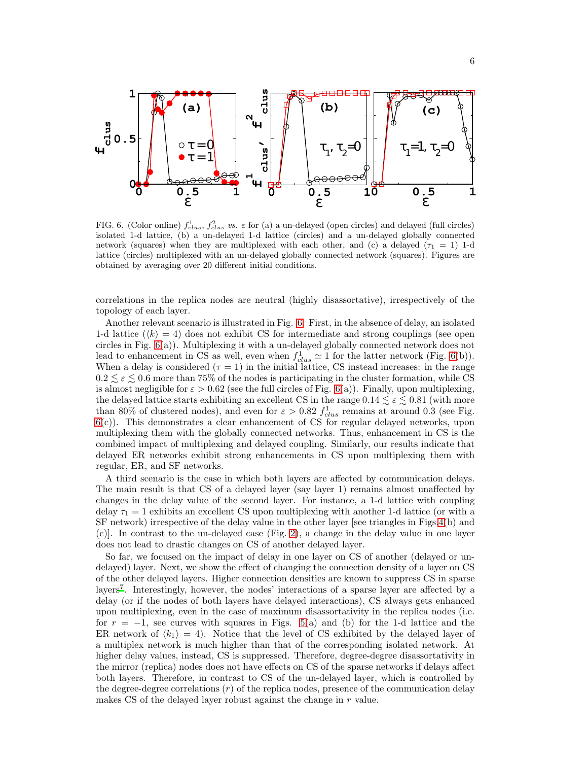FIG. 6. (Color online) $f^1_{clus}$, $f^2_{clus}$ *vs.* $\varepsilon$ for (a) a un-delayed (open circles) and delayed (full circles) isolated 1-d lattice, (b) a un-delayed 1-d lattice (circles) and a un-delayed globally connected network (squares) when they are multiplexed with each other, and (c) a delayed ($\tau_1 = 1$) 1-d lattice (circles) multiplexed with an un-delayed globally connected network (squares). Figures are obtained by averaging over 20 different initial conditions.

correlations in the replica nodes are neutral (highly disassortative), irrespectively of the topology of each layer.

Another relevant scenario is illustrated in Fig. 6. First, in the absence of delay, an isolated 1-d lattice ($\langle k \rangle = 4$) does not exhibit CS for intermediate and strong couplings (see open circles in Fig. 6(a)). Multiplexing it with a un-delayed globally connected network does not lead to enhancement in CS as well, even when $f^1_{clus} \simeq 1$ for the latter network (Fig. 6(b)). When a delay is considered ($\tau = 1$) in the initial lattice, CS instead increases: in the range $0.2 \lesssim \varepsilon \lesssim 0.6$ more than 75% of the nodes is participating in the cluster formation, while CS is almost negligible for $\varepsilon > 0.62$ (see the full circles of Fig. 6(a)). Finally, upon multiplexing, the delayed lattice starts exhibiting an excellent CS in the range $0.14 \lesssim \varepsilon \lesssim 0.81$ (with more than 80% of clustered nodes), and even for $\varepsilon > 0.82$ $f^1_{clus}$ remains at around 0.3 (see Fig. 6(c)). This demonstrates a clear enhancement of CS for regular delayed networks, upon multiplexing them with the globally connected networks. Thus, enhancement in CS is the combined impact of multiplexing and delayed coupling. Similarly, our results indicate that delayed ER networks exhibit strong enhancements in CS upon multiplexing them with regular, ER, and SF networks.

A third scenario is the case in which both layers are affected by communication delays. The main result is that CS of a delayed layer (say layer 1) remains almost unaffected by changes in the delay value of the second layer. For instance, a 1-d lattice with coupling delay $\tau_1 = 1$ exhibits an excellent CS upon multiplexing with another 1-d lattice (or with a SF network) irrespective of the delay value in the other layer [see triangles in Figs.4(b) and (c)]. In contrast to the un-delayed case (Fig. 2), a change in the delay value in one layer does not lead to drastic changes on CS of another delayed layer.

So far, we focused on the impact of delay in one layer on CS of another (delayed or un-delayed) layer. Next, we show the effect of changing the connection density of a layer on CS of the other delayed layers. Higher connection densities are known to suppress CS in sparse layers[7]. Interestingly, however, the nodes' interactions of a sparse layer are affected by a delay (or if the nodes of both layers have delayed interactions), CS always gets enhanced upon multiplexing, even in the case of maximum disassortativity in the replica nodes (i.e. for $r = -1$, see curves with squares in Figs. 5(a) and (b) for the 1-d lattice and the ER network of $\langle k_1 \rangle = 4$). Notice that the level of CS exhibited by the delayed layer of a multiplex network is much higher than that of the corresponding isolated network. At higher delay values, instead, CS is suppressed. Therefore, degree-degree disassortativity in the mirror (replica) nodes does not have effects on CS of the sparse networks if delays affect both layers. Therefore, in contrast to CS of the un-delayed layer, which is controlled by the degree-degree correlations ($r$) of the replica nodes, presence of the communication delay makes CS of the delayed layer robust against the change in $r$ value.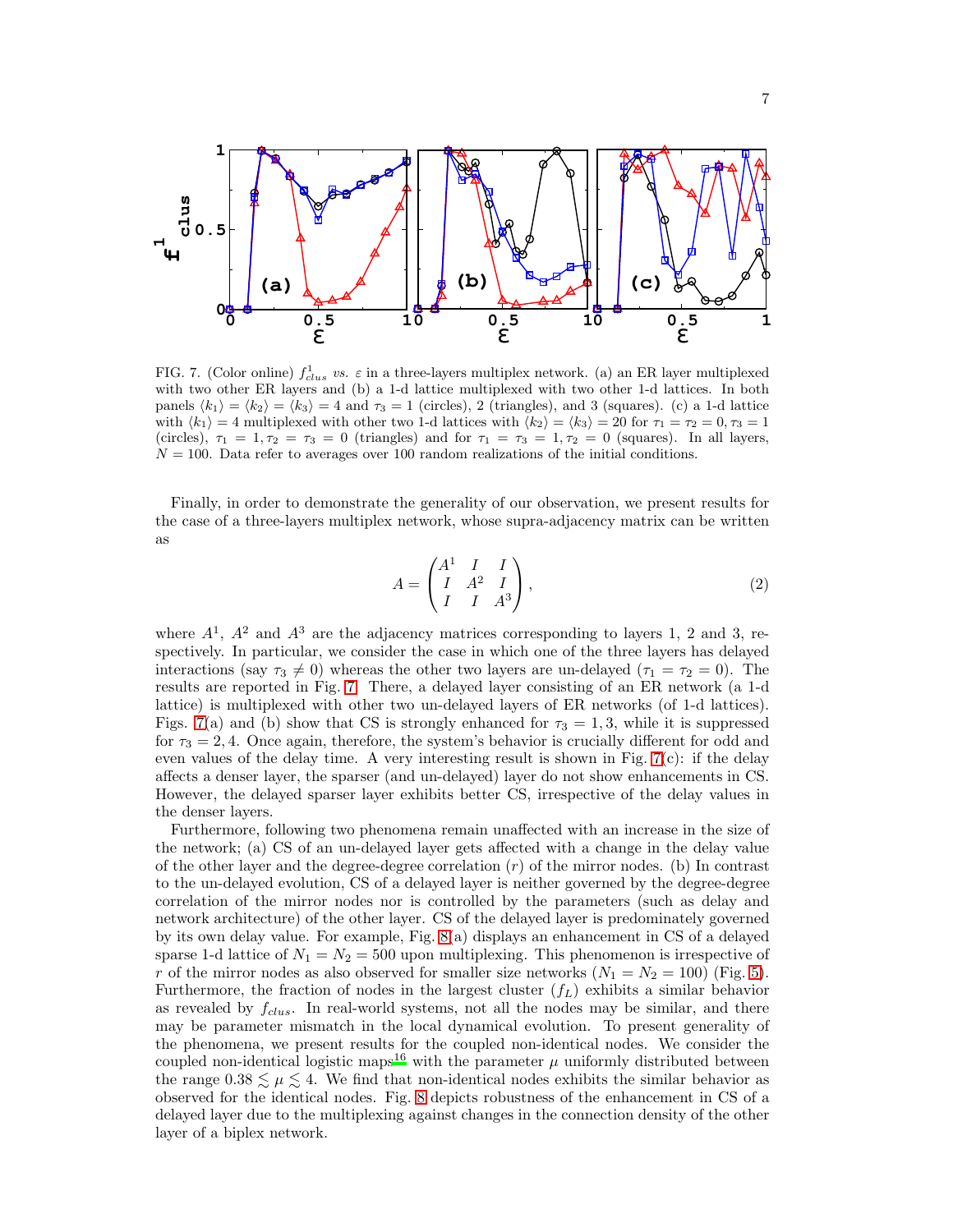FIG. 7. (Color online) $f^1_{clus}$ *vs.* $\varepsilon$ in a three-layers multiplex network. (a) an ER layer multiplexed with two other ER layers and (b) a 1-d lattice multiplexed with two other 1-d lattices. In both panels $\langle k_1 \rangle = \langle k_2 \rangle = \langle k_3 \rangle = 4$ and $\tau_3 = 1$ (circles), 2 (triangles), and 3 (squares). (c) a 1-d lattice with $\langle k_1 \rangle = 4$ multiplexed with other two 1-d lattices with $\langle k_2 \rangle = \langle k_3 \rangle = 20$ for $\tau_1 = \tau_2 = 0, \tau_3 = 1$ (circles), $\tau_1 = 1, \tau_2 = \tau_3 = 0$ (triangles) and for $\tau_1 = \tau_3 = 1, \tau_2 = 0$ (squares). In all layers, $N = 100$. Data refer to averages over 100 random realizations of the initial conditions.

Finally, in order to demonstrate the generality of our observation, we present results for the case of a three-layers multiplex network, whose supra-adjacency matrix can be written as

$$A = \begin{pmatrix} A^1 & I & I \\ I & A^2 & I \\ I & I & A^3 \end{pmatrix}, \tag{2}$$

where $A^1$, $A^2$ and $A^3$ are the adjacency matrices corresponding to layers 1, 2 and 3, respectively. In particular, we consider the case in which one of the three layers has delayed interactions (say $\tau_3 \neq 0$) whereas the other two layers are un-delayed ($\tau_1 = \tau_2 = 0$). The results are reported in Fig. 7. There, a delayed layer consisting of an ER network (a 1-d lattice) is multiplexed with other two un-delayed layers of ER networks (of 1-d lattices). Figs. 7(a) and (b) show that CS is strongly enhanced for $\tau_3 = 1, 3$, while it is suppressed for $\tau_3 = 2, 4$. Once again, therefore, the system's behavior is crucially different for odd and even values of the delay time. A very interesting result is shown in Fig. 7(c): if the delay affects a denser layer, the sparser (and un-delayed) layer do not show enhancements in CS. However, the delayed sparser layer exhibits better CS, irrespective of the delay values in the denser layers.

Furthermore, following two phenomena remain unaffected with an increase in the size of the network; (a) CS of an un-delayed layer gets affected with a change in the delay value of the other layer and the degree-degree correlation ($r$) of the mirror nodes. (b) In contrast to the un-delayed evolution, CS of a delayed layer is neither governed by the degree-degree correlation of the mirror nodes nor is controlled by the parameters (such as delay and network architecture) of the other layer. CS of the delayed layer is predominately governed by its own delay value. For example, Fig. 8(a) displays an enhancement in CS of a delayed sparse 1-d lattice of $N_1 = N_2 = 500$ upon multiplexing. This phenomenon is irrespective of $r$ of the mirror nodes as also observed for smaller size networks ($N_1 = N_2 = 100$) (Fig. 5). Furthermore, the fraction of nodes in the largest cluster ($f_L$) exhibits a similar behavior as revealed by $f_{clus}$. In real-world systems, not all the nodes may be similar, and there may be parameter mismatch in the local dynamical evolution. To present generality of the phenomena, we present results for the coupled non-identical nodes. We consider the coupled non-identical logistic maps[16] with the parameter $\mu$ uniformly distributed between the range $0.38 \lesssim \mu \lesssim 4$. We find that non-identical nodes exhibits the similar behavior as observed for the identical nodes. Fig. 8 depicts robustness of the enhancement in CS of a delayed layer due to the multiplexing against changes in the connection density of the other layer of a biplex network.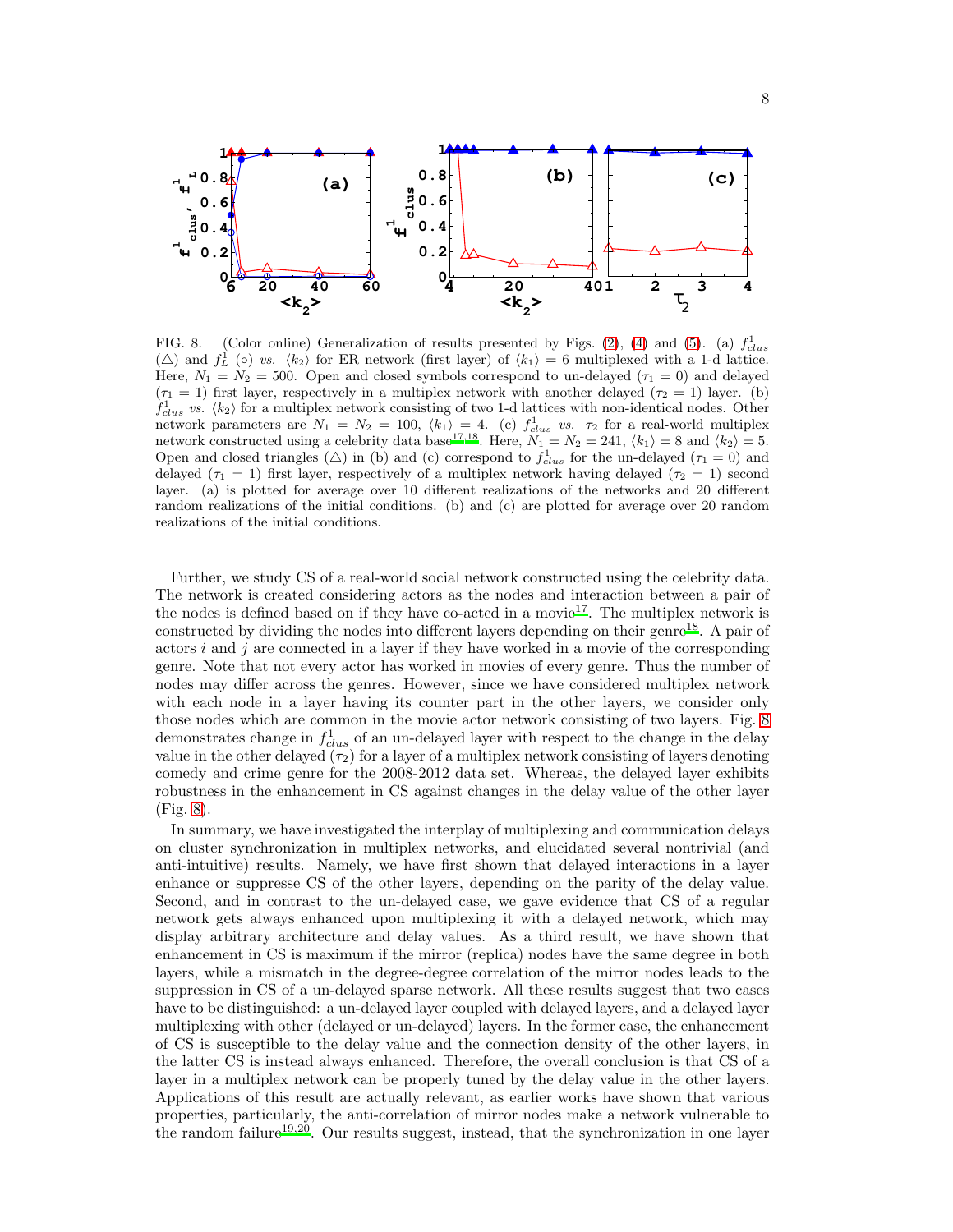FIG. 8. (Color online) Generalization of results presented by Figs. (2), (4) and (5). (a) $f^1_{clus}$ ($\triangle$) and $f^1_L$ ($\circ$) *vs.* $\langle k_2 \rangle$ for ER network (first layer) of $\langle k_1 \rangle = 6$ multiplexed with a 1-d lattice. Here, $N_1 = N_2 = 500$. Open and closed symbols correspond to un-delayed ($\tau_1 = 0$) and delayed ($\tau_1 = 1$) first layer, respectively in a multiplex network with another delayed ($\tau_2 = 1$) layer. (b) $f^1_{clus}$ *vs.* $\langle k_2 \rangle$ for a multiplex network consisting of two 1-d lattices with non-identical nodes. Other network parameters are $N_1 = N_2 = 100$, $\langle k_1 \rangle = 4$. (c) $f^1_{clus}$ *vs.* $\tau_2$ for a real-world multiplex network constructed using a celebrity data base[17,18]. Here, $N_1 = N_2 = 241$, $\langle k_1 \rangle = 8$ and $\langle k_2 \rangle = 5$. Open and closed triangles ($\triangle$) in (b) and (c) correspond to $f^1_{clus}$ for the un-delayed ($\tau_1 = 0$) and delayed ($\tau_1 = 1$) first layer, respectively of a multiplex network having delayed ($\tau_2 = 1$) second layer. (a) is plotted for average over 10 different realizations of the networks and 20 different random realizations of the initial conditions. (b) and (c) are plotted for average over 20 random realizations of the initial conditions.

Further, we study CS of a real-world social network constructed using the celebrity data. The network is created considering actors as the nodes and interaction between a pair of the nodes is defined based on if they have co-acted in a movie[17]. The multiplex network is constructed by dividing the nodes into different layers depending on their genre[18]. A pair of actors $i$ and $j$ are connected in a layer if they have worked in a movie of the corresponding genre. Note that not every actor has worked in movies of every genre. Thus the number of nodes may differ across the genres. However, since we have considered multiplex network with each node in a layer having its counter part in the other layers, we consider only those nodes which are common in the movie actor network consisting of two layers. Fig. 8 demonstrates change in $f^1_{clus}$ of an un-delayed layer with respect to the change in the delay value in the other delayed ($\tau_2$) for a layer of a multiplex network consisting of layers denoting comedy and crime genre for the 2008-2012 data set. Whereas, the delayed layer exhibits robustness in the enhancement in CS against changes in the delay value of the other layer (Fig. 8).

In summary, we have investigated the interplay of multiplexing and communication delays on cluster synchronization in multiplex networks, and elucidated several nontrivial (and anti-intuitive) results. Namely, we have first shown that delayed interactions in a layer enhance or suppresse CS of the other layers, depending on the parity of the delay value. Second, and in contrast to the un-delayed case, we gave evidence that CS of a regular network gets always enhanced upon multiplexing it with a delayed network, which may display arbitrary architecture and delay values. As a third result, we have shown that enhancement in CS is maximum if the mirror (replica) nodes have the same degree in both layers, while a mismatch in the degree-degree correlation of the mirror nodes leads to the suppression in CS of a un-delayed sparse network. All these results suggest that two cases have to be distinguished: a un-delayed layer coupled with delayed layers, and a delayed layer multiplexing with other (delayed or un-delayed) layers. In the former case, the enhancement of CS is susceptible to the delay value and the connection density of the other layers, in the latter CS is instead always enhanced. Therefore, the overall conclusion is that CS of a layer in a multiplex network can be properly tuned by the delay value in the other layers. Applications of this result are actually relevant, as earlier works have shown that various properties, particularly, the anti-correlation of mirror nodes make a network vulnerable to the random failure[19,20]. Our results suggest, instead, that the synchronization in one layer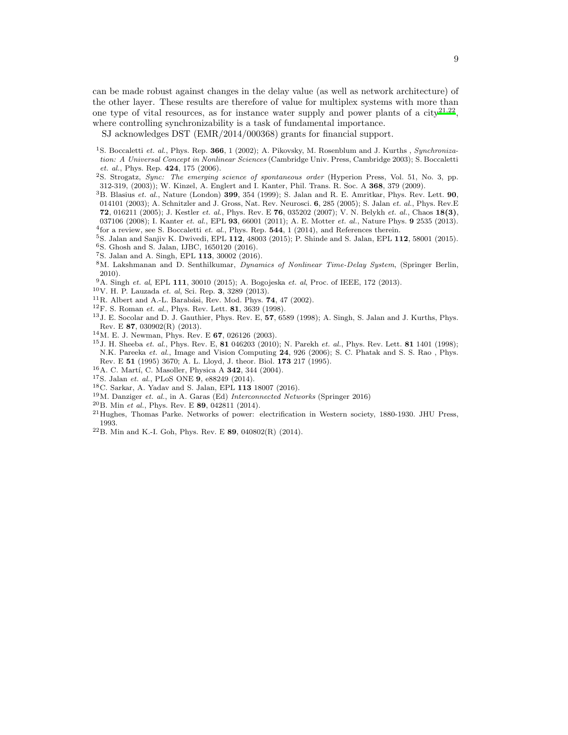can be made robust against changes in the delay value (as well as network architecture) of the other layer. These results are therefore of value for multiplex systems with more than one type of vital resources, as for instance water supply and power plants of a city[21,22], where controlling synchronizability is a task of fundamental importance.

SJ acknowledges DST (EMR/2014/000368) grants for financial support.

[1] S. Boccaletti *et. al.*, Phys. Rep. **366**, 1 (2002); A. Pikovsky, M. Rosenblum and J. Kurths , *Synchronization: A Universal Concept in Nonlinear Sciences* (Cambridge Univ. Press, Cambridge 2003); S. Boccaletti *et. al.*, Phys. Rep. **424**, 175 (2006).

[2] S. Strogatz, *Sync: The emerging science of spontaneous order* (Hyperion Press, Vol. 51, No. 3, pp. 312-319, (2003)); W. Kinzel, A. Englert and I. Kanter, Phil. Trans. R. Soc. A **368**, 379 (2009).

[3] B. Blasius *et. al.*, Nature (London) **399**, 354 (1999); S. Jalan and R. E. Amritkar, Phys. Rev. Lett. **90**, 014101 (2003); A. Schnitzler and J. Gross, Nat. Rev. Neurosci. **6**, 285 (2005); S. Jalan *et. al.*, Phys. Rev.E **72**, 016211 (2005); J. Kestler *et. al.*, Phys. Rev. E **76**, 035202 (2007); V. N. Belykh *et. al.*, Chaos **18(3)**, 037106 (2008); I. Kanter *et. al.*, EPL **93**, 66001 (2011); A. E. Motter *et. al.*, Nature Phys. **9** 2535 (2013).

[4] for a review, see S. Boccaletti *et. al.*, Phys. Rep. **544**, 1 (2014), and References therein.

[5] S. Jalan and Sanjiv K. Dwivedi, EPL **112**, 48003 (2015); P. Shinde and S. Jalan, EPL **112**, 58001 (2015).

[6] S. Ghosh and S. Jalan, IJBC, 1650120 (2016).

[7] S. Jalan and A. Singh, EPL **113**, 30002 (2016).

[8] M. Lakshmanan and D. Senthilkumar, *Dynamics of Nonlinear Time-Delay System*, (Springer Berlin, 2010).

[9] A. Singh *et. al*, EPL **111**, 30010 (2015); A. Bogojeska *et. al*, Proc. of IEEE, 172 (2013).

[10] V. H. P. Lauzada *et. al*, Sci. Rep. **3**, 3289 (2013).

[11] R. Albert and A.-L. Barabási, Rev. Mod. Phys. **74**, 47 (2002).

[12] F. S. Roman *et. al.*, Phys. Rev. Lett. **81**, 3639 (1998).

[13] J. E. Socolar and D. J. Gauthier, Phys. Rev. E, **57**, 6589 (1998); A. Singh, S. Jalan and J. Kurths, Phys. Rev. E **87**, 030902(R) (2013).

[14] M. E. J. Newman, Phys. Rev. E **67**, 026126 (2003).

[15] J. H. Sheeba *et. al.*, Phys. Rev. E, **81** 046203 (2010); N. Parekh *et. al.*, Phys. Rev. Lett. **81** 1401 (1998); N.K. Pareeka *et. al.*, Image and Vision Computing **24**, 926 (2006); S. C. Phatak and S. S. Rao , Phys. Rev. E **51** (1995) 3670; A. L. Lloyd, J. theor. Biol. **173** 217 (1995).

[16] A. C. Martí, C. Masoller, Physica A **342**, 344 (2004).

[17] S. Jalan *et. al.*, PLoS ONE **9**, e88249 (2014).

[18] C. Sarkar, A. Yadav and S. Jalan, EPL **113** 18007 (2016).

[19] M. Danziger *et. al.*, in A. Garas (Ed) *Interconnected Networks* (Springer 2016)

[20] B. Min *et al.*, Phys. Rev. E **89**, 042811 (2014).

[21] Hughes, Thomas Parke. Networks of power: electrification in Western society, 1880-1930. JHU Press, 1993.

[22] B. Min and K.-I. Goh, Phys. Rev. E **89**, 040802(R) (2014).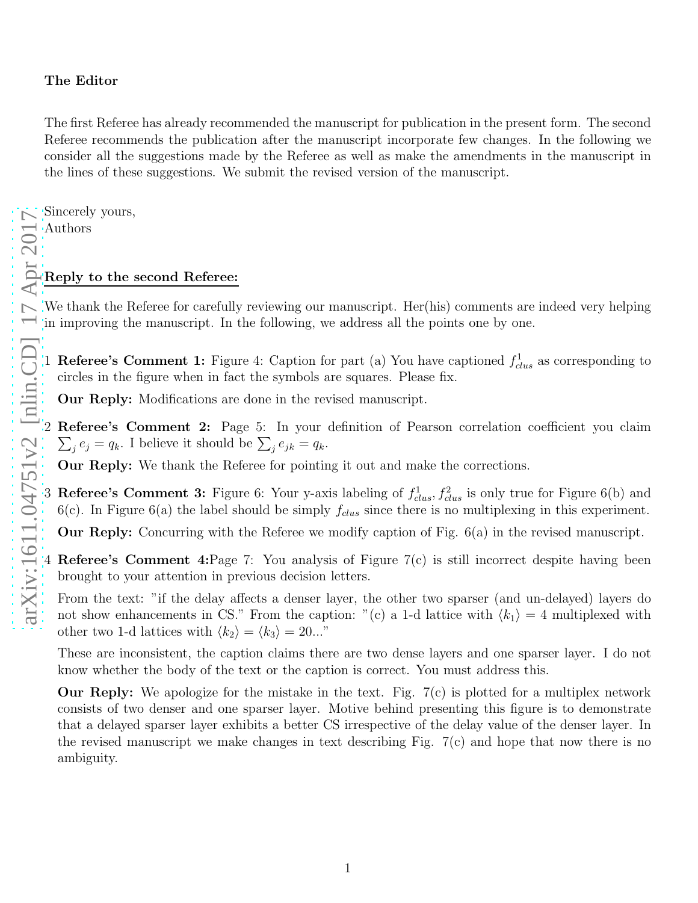**The Editor**

The first Referee has already recommended the manuscript for publication in the present form. The second Referee recommends the publication after the manuscript incorporate few changes. In the following we consider all the suggestions made by the Referee as well as make the amendments in the manuscript in the lines of these suggestions. We submit the revised version of the manuscript.

Sincerely yours,
Authors

**Reply to the second Referee:**

We thank the Referee for carefully reviewing our manuscript. Her(his) comments are indeed very helping in improving the manuscript. In the following, we address all the points one by one.

1. **Referee's Comment 1:** Figure 4: Caption for part (a) You have captioned $f^1_{clus}$ as corresponding to circles in the figure when in fact the symbols are squares. Please fix.

   **Our Reply:** Modifications are done in the revised manuscript.

2. **Referee's Comment 2:** Page 5: In your definition of Pearson correlation coefficient you claim $\sum_j e_j = q_k$. I believe it should be $\sum_j e_{jk} = q_k$.

   **Our Reply:** We thank the Referee for pointing it out and make the corrections.

3. **Referee's Comment 3:** Figure 6: Your y-axis labeling of $f^1_{clus}, f^2_{clus}$ is only true for Figure 6(b) and 6(c). In Figure 6(a) the label should be simply $f_{clus}$ since there is no multiplexing in this experiment.

   **Our Reply:** Concurring with the Referee we modify caption of Fig. 6(a) in the revised manuscript.

4. **Referee's Comment 4:**Page 7: You analysis of Figure 7(c) is still incorrect despite having been brought to your attention in previous decision letters.

   From the text: "if the delay affects a denser layer, the other two sparser (and un-delayed) layers do not show enhancements in CS." From the caption: "(c) a 1-d lattice with $\langle k_1 \rangle = 4$ multiplexed with other two 1-d lattices with $\langle k_2 \rangle = \langle k_3 \rangle = 20$..."

   These are inconsistent, the caption claims there are two dense layers and one sparser layer. I do not know whether the body of the text or the caption is correct. You must address this.

   **Our Reply:** We apologize for the mistake in the text. Fig. 7(c) is plotted for a multiplex network consists of two denser and one sparser layer. Motive behind presenting this figure is to demonstrate that a delayed sparser layer exhibits a better CS irrespective of the delay value of the denser layer. In the revised manuscript we make changes in text describing Fig. 7(c) and hope that now there is no ambiguity.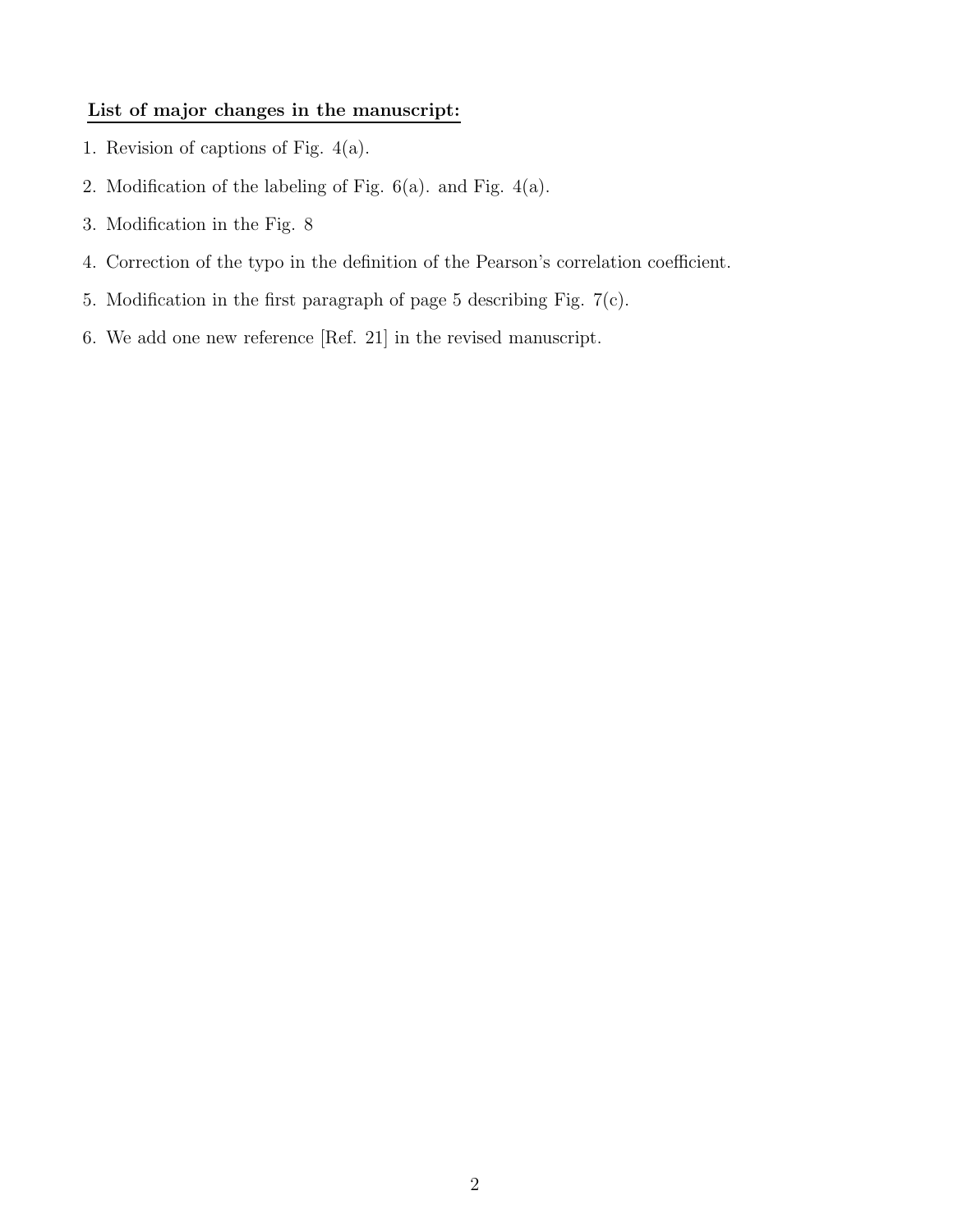**List of major changes in the manuscript:**

1. Revision of captions of Fig. 4(a).
2. Modification of the labeling of Fig. 6(a). and Fig. 4(a).
3. Modification in the Fig. 8
4. Correction of the typo in the definition of the Pearson's correlation coefficient.
5. Modification in the first paragraph of page 5 describing Fig. 7(c).
6. We add one new reference [Ref. 21] in the revised manuscript.